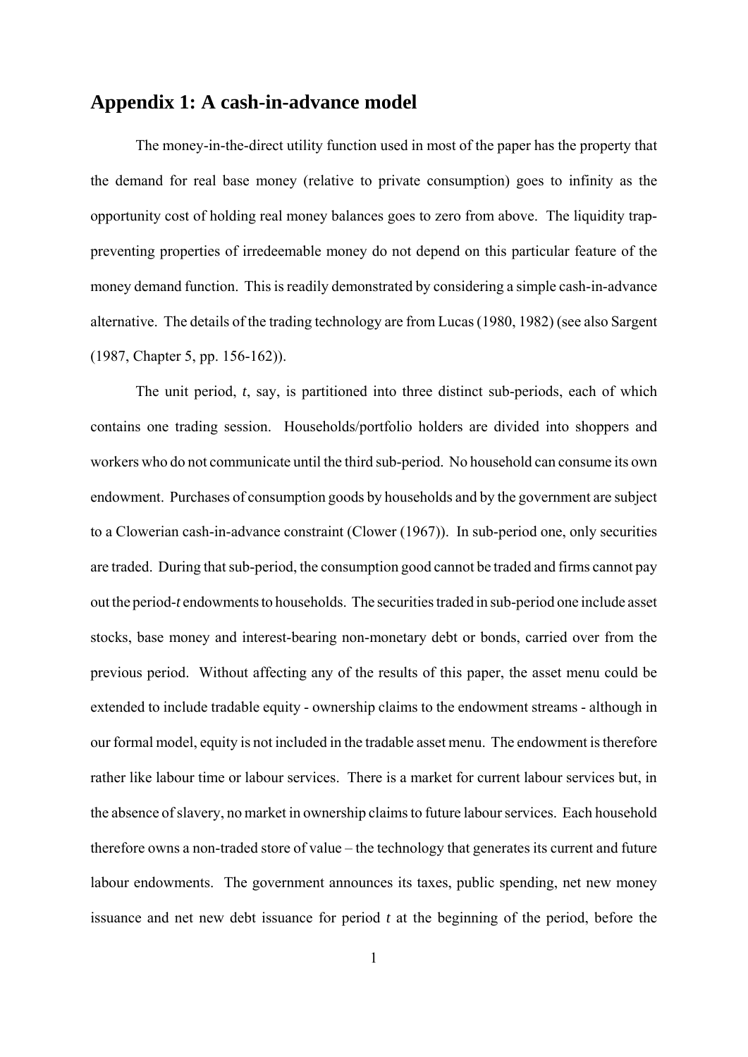## Appendix 1: A cash-in-advance model

The money-in-the-direct utility function used in most of the paper has the property that the demand for real base money (relative to private consumption) goes to infinity as the opportunity cost of holding real money balances goes to zero from above. The liquidity trap-preventing properties of irredeemable money do not depend on this particular feature of the money demand function. This is readily demonstrated by considering a simple cash-in-advance alternative. The details of the trading technology are from Lucas (1980, 1982) (see also Sargent (1987, Chapter 5, pp. 156-162)).

The unit period, *t*, say, is partitioned into three distinct sub-periods, each of which contains one trading session. Households/portfolio holders are divided into shoppers and workers who do not communicate until the third sub-period. No household can consume its own endowment. Purchases of consumption goods by households and by the government are subject to a Clowerian cash-in-advance constraint (Clower (1967)). In sub-period one, only securities are traded. During that sub-period, the consumption good cannot be traded and firms cannot pay out the period-*t* endowments to households. The securities traded in sub-period one include asset stocks, base money and interest-bearing non-monetary debt or bonds, carried over from the previous period. Without affecting any of the results of this paper, the asset menu could be extended to include tradable equity - ownership claims to the endowment streams - although in our formal model, equity is not included in the tradable asset menu. The endowment is therefore rather like labour time or labour services. There is a market for current labour services but, in the absence of slavery, no market in ownership claims to future labour services. Each household therefore owns a non-traded store of value – the technology that generates its current and future labour endowments. The government announces its taxes, public spending, net new money issuance and net new debt issuance for period *t* at the beginning of the period, before the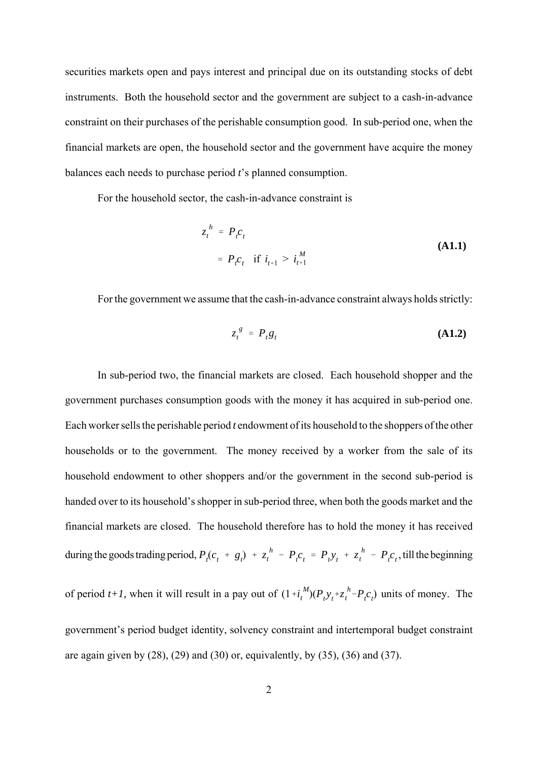securities markets open and pays interest and principal due on its outstanding stocks of debt instruments. Both the household sector and the government are subject to a cash-in-advance constraint on their purchases of the perishable consumption good. In sub-period one, when the financial markets are open, the household sector and the government have acquire the money balances each needs to purchase period *t*'s planned consumption.

For the household sector, the cash-in-advance constraint is

$$
\begin{aligned}
z_t^{\,h} &= P_t c_t \\
&= P_t c_t \quad \text{if } i_{t+1} > i_{t+1}^{\,M}
\end{aligned}
\tag{A1.1}
$$

For the government we assume that the cash-in-advance constraint always holds strictly:

$$
z_t^{\,g} = P_t g_t \tag{A1.2}
$$

In sub-period two, the financial markets are closed. Each household shopper and the government purchases consumption goods with the money it has acquired in sub-period one. Each worker sells the perishable period *t* endowment of its household to the shoppers of the other households or to the government. The money received by a worker from the sale of its household endowment to other shoppers and/or the government in the second sub-period is handed over to its household's shopper in sub-period three, when both the goods market and the financial markets are closed. The household therefore has to hold the money it has received during the goods trading period, $P_t(c_t + g_t) + z_t^{\,h} - P_t c_t = P_t y_t + z_t^{\,h} - P_t c_t$, till the beginning of period *t+1*, when it will result in a pay out of $(1+i_t^{\,M})(P_t y_t + z_t^{\,h} - P_t c_t)$ units of money. The government's period budget identity, solvency constraint and intertemporal budget constraint are again given by (28), (29) and (30) or, equivalently, by (35), (36) and (37).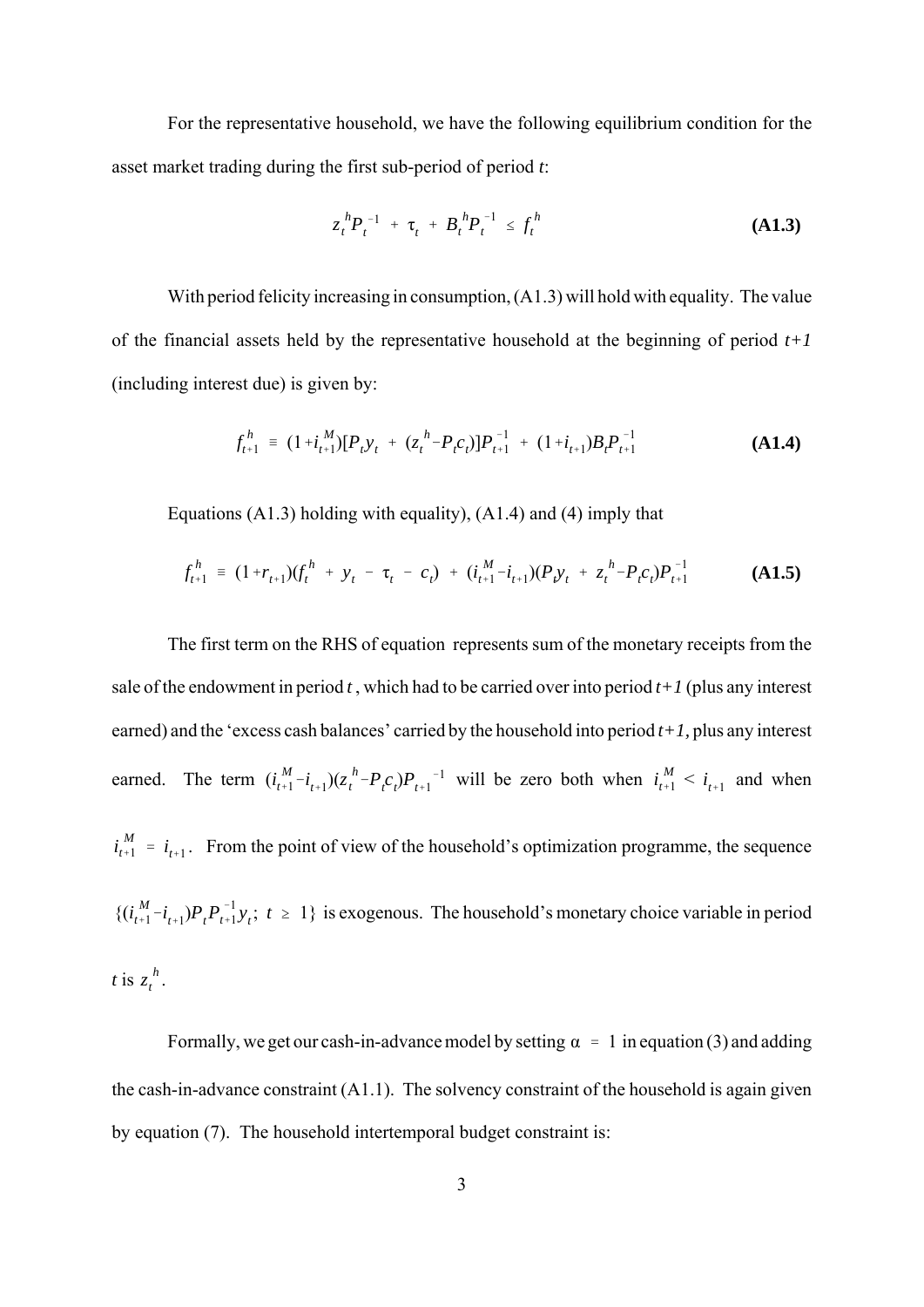For the representative household, we have the following equilibrium condition for the asset market trading during the first sub-period of period *t*:

$$z_t^h P_t^{-1} + \tau_t + B_t^h P_t^{-1} \leq f_t^h \tag{A1.3}$$

With period felicity increasing in consumption, (A1.3) will hold with equality. The value of the financial assets held by the representative household at the beginning of period *t+1* (including interest due) is given by:

$$f_{t+1}^h \equiv (1+i_{t+1}^M)[P_t y_t + (z_t^h - P_t c_t)]P_{t+1}^{-1} + (1+i_{t+1})B_t P_{t+1}^{-1} \tag{A1.4}$$

Equations (A1.3) holding with equality), (A1.4) and (4) imply that

$$f_{t+1}^h \equiv (1+r_{t+1})(f_t^h + y_t - \tau_t - c_t) + (i_{t+1}^M - i_{t+1})(P_t y_t + z_t^h - P_t c_t)P_{t+1}^{-1} \tag{A1.5}$$

The first term on the RHS of equation represents sum of the monetary receipts from the sale of the endowment in period *t*, which had to be carried over into period *t+1* (plus any interest earned) and the 'excess cash balances' carried by the household into period *t+1*, plus any interest earned. The term $(i_{t+1}^M - i_{t+1})(z_t^h - P_t c_t)P_{t+1}^{-1}$ will be zero both when $i_{t+1}^M < i_{t+1}$ and when $i_{t+1}^M = i_{t+1}$. From the point of view of the household's optimization programme, the sequence $\{(i_{t+1}^M - i_{t+1})P_t P_{t+1}^{-1} y_t;\ t \geq 1\}$ is exogenous. The household's monetary choice variable in period *t* is $z_t^h$.

Formally, we get our cash-in-advance model by setting $\alpha = 1$ in equation (3) and adding the cash-in-advance constraint (A1.1). The solvency constraint of the household is again given by equation (7). The household intertemporal budget constraint is: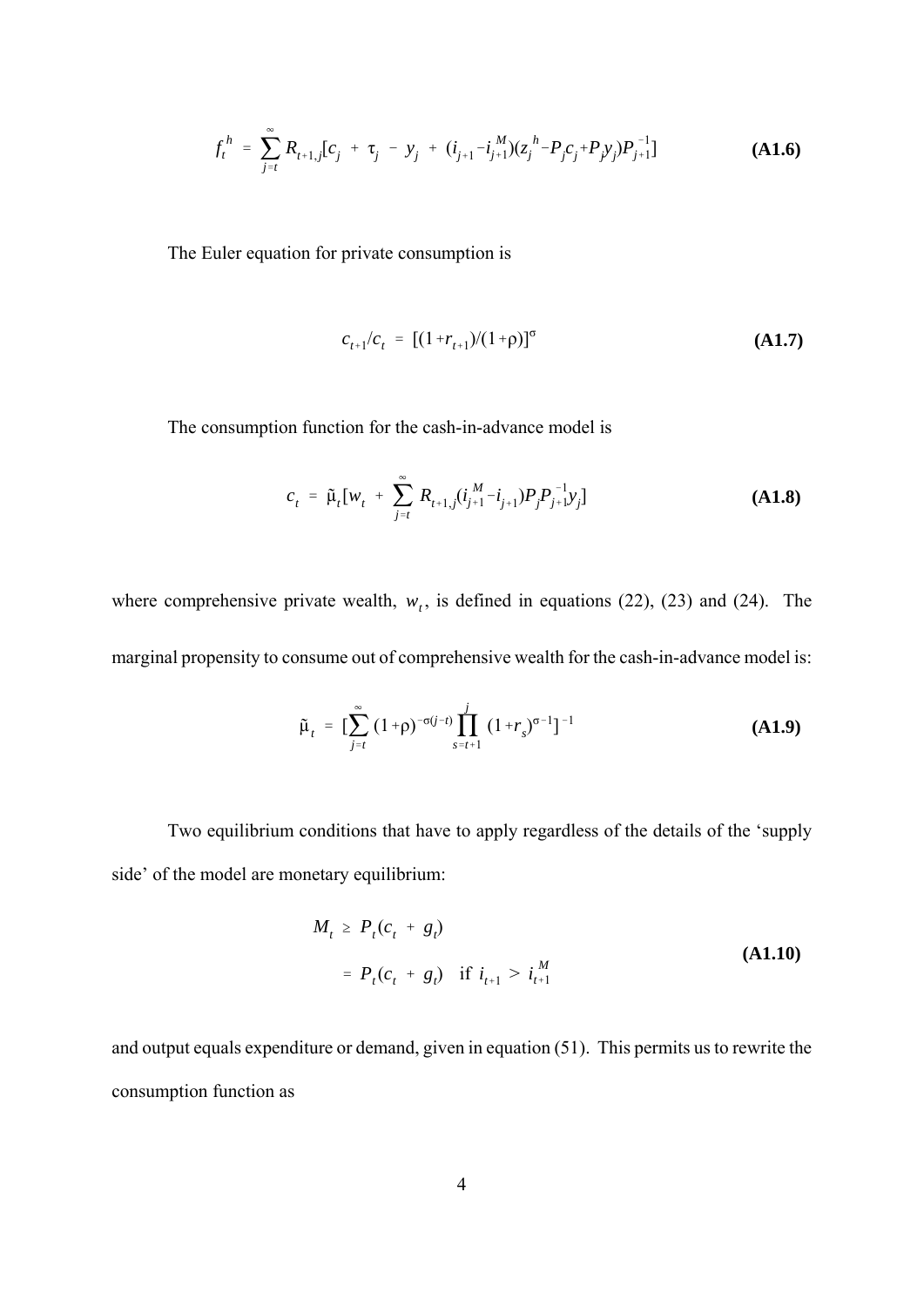$$f_t^h = \sum_{j=t}^{\infty} R_{t+1,j}[c_j + \tau_j - y_j + (i_{j+1} - i_{j+1}^M)(z_j^h - P_j c_j + P_j y_j)P_{j+1}^{-1}] \quad \textbf{(A1.6)}$$

The Euler equation for private consumption is

$$c_{t+1}/c_t = [(1+r_{t+1})/(1+\rho)]^{\sigma} \quad \textbf{(A1.7)}$$

The consumption function for the cash-in-advance model is

$$c_t = \tilde{\mu}_t[w_t + \sum_{j=t}^{\infty} R_{t+1,j}(i_{j+1}^M - i_{j+1})P_j P_{j+1}^{-1} y_j] \quad \textbf{(A1.8)}$$

where comprehensive private wealth, $w_t$, is defined in equations (22), (23) and (24). The marginal propensity to consume out of comprehensive wealth for the cash-in-advance model is:

$$\tilde{\mu}_t = [\sum_{j=t}^{\infty} (1+\rho)^{-\sigma(j-t)} \prod_{s=t+1}^{j} (1+r_s)^{\sigma-1}]^{-1} \quad \textbf{(A1.9)}$$

Two equilibrium conditions that have to apply regardless of the details of the 'supply side' of the model are monetary equilibrium:

$$\begin{aligned} M_t &\geq P_t(c_t + g_t) \\ &= P_t(c_t + g_t) \quad \text{if } i_{t+1} > i_{t+1}^M \end{aligned} \quad \textbf{(A1.10)}$$

and output equals expenditure or demand, given in equation (51). This permits us to rewrite the consumption function as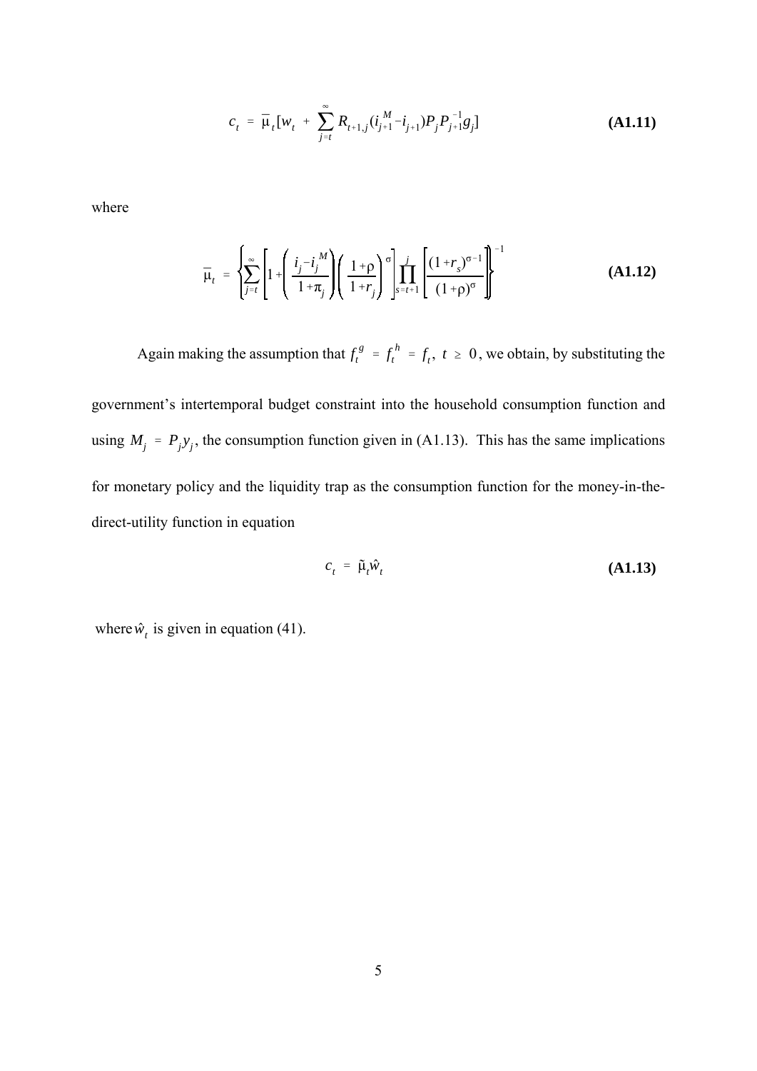$$c_t = \bar{\mu}_t [w_t + \sum_{j=t}^{\infty} R_{t+1,j} (i_{j+1}^M - i_{j+1}) P_j P_{j+1}^{-1} g_j] \tag{A1.11}$$

where

$$\bar{\mu}_t = \left\{ \sum_{j=t}^{\infty} \left[ 1 + \left( \frac{i_j - i_j^M}{1 + \pi_j} \right) \left( \frac{1+\rho}{1+r_j} \right)^{\sigma} \right] \prod_{s=t+1}^{j} \left[ \frac{(1+r_s)^{\sigma-1}}{(1+\rho)^{\sigma}} \right] \right\}^{-1} \tag{A1.12}$$

Again making the assumption that $f_t^g = f_t^h = f_t,\ t \geq 0$, we obtain, by substituting the government's intertemporal budget constraint into the household consumption function and using $M_j = P_j y_j$, the consumption function given in (A1.13). This has the same implications for monetary policy and the liquidity trap as the consumption function for the money-in-the-direct-utility function in equation

$$c_t = \tilde{\mu}_t \hat{w}_t \tag{A1.13}$$

where $\hat{w}_t$ is given in equation (41).